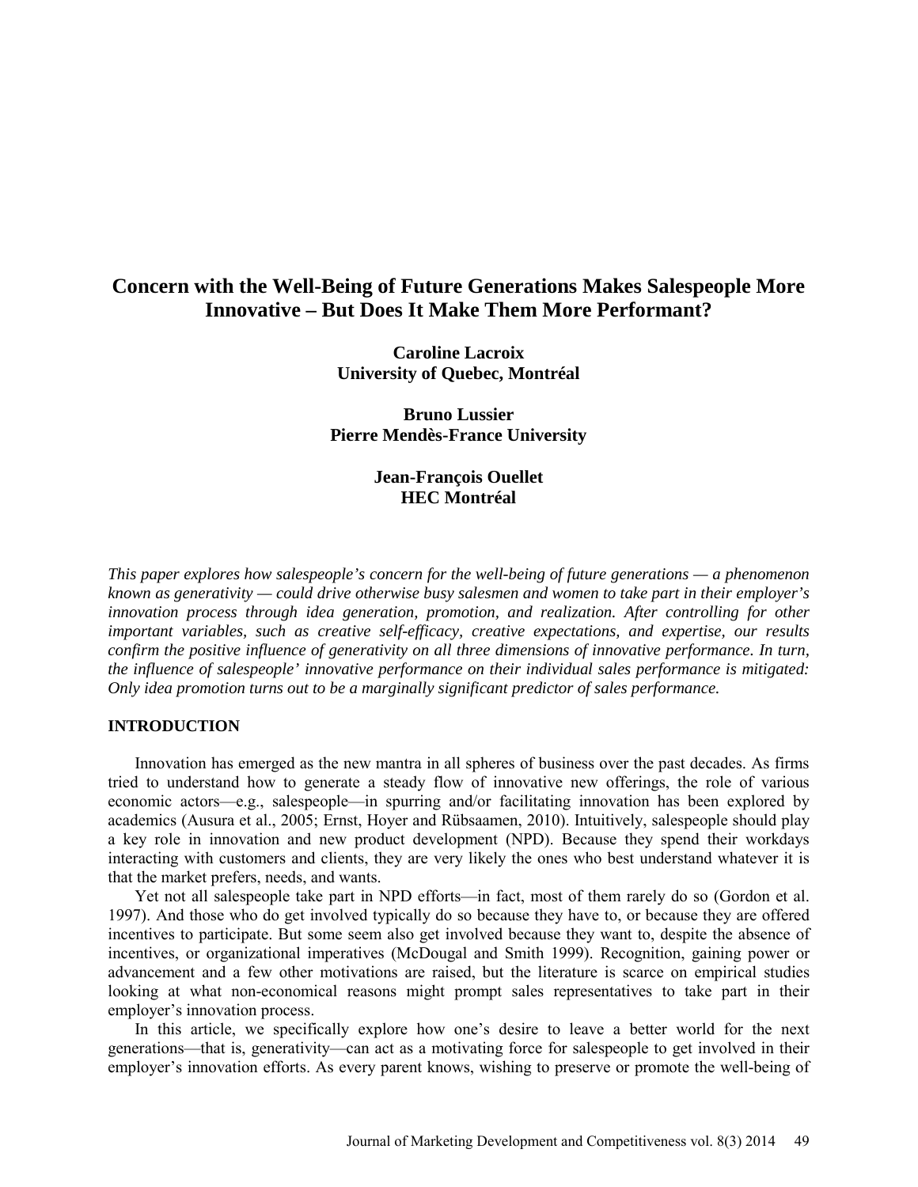# Concern with the Well-Being of Future Generations Makes Salespeople More Innovative – But Does It Make Them More Performant?

**Caroline Lacroix**
**University of Quebec, Montréal**

**Bruno Lussier**
**Pierre Mendès-France University**

**Jean-François Ouellet**
**HEC Montréal**

*This paper explores how salespeople's concern for the well-being of future generations — a phenomenon known as generativity — could drive otherwise busy salesmen and women to take part in their employer's innovation process through idea generation, promotion, and realization. After controlling for other important variables, such as creative self-efficacy, creative expectations, and expertise, our results confirm the positive influence of generativity on all three dimensions of innovative performance. In turn, the influence of salespeople' innovative performance on their individual sales performance is mitigated: Only idea promotion turns out to be a marginally significant predictor of sales performance.*

## INTRODUCTION

Innovation has emerged as the new mantra in all spheres of business over the past decades. As firms tried to understand how to generate a steady flow of innovative new offerings, the role of various economic actors—e.g., salespeople—in spurring and/or facilitating innovation has been explored by academics (Ausura et al., 2005; Ernst, Hoyer and Rübsaamen, 2010). Intuitively, salespeople should play a key role in innovation and new product development (NPD). Because they spend their workdays interacting with customers and clients, they are very likely the ones who best understand whatever it is that the market prefers, needs, and wants.

Yet not all salespeople take part in NPD efforts—in fact, most of them rarely do so (Gordon et al. 1997). And those who do get involved typically do so because they have to, or because they are offered incentives to participate. But some seem also get involved because they want to, despite the absence of incentives, or organizational imperatives (McDougal and Smith 1999). Recognition, gaining power or advancement and a few other motivations are raised, but the literature is scarce on empirical studies looking at what non-economical reasons might prompt sales representatives to take part in their employer's innovation process.

In this article, we specifically explore how one's desire to leave a better world for the next generations—that is, generativity—can act as a motivating force for salespeople to get involved in their employer's innovation efforts. As every parent knows, wishing to preserve or promote the well-being of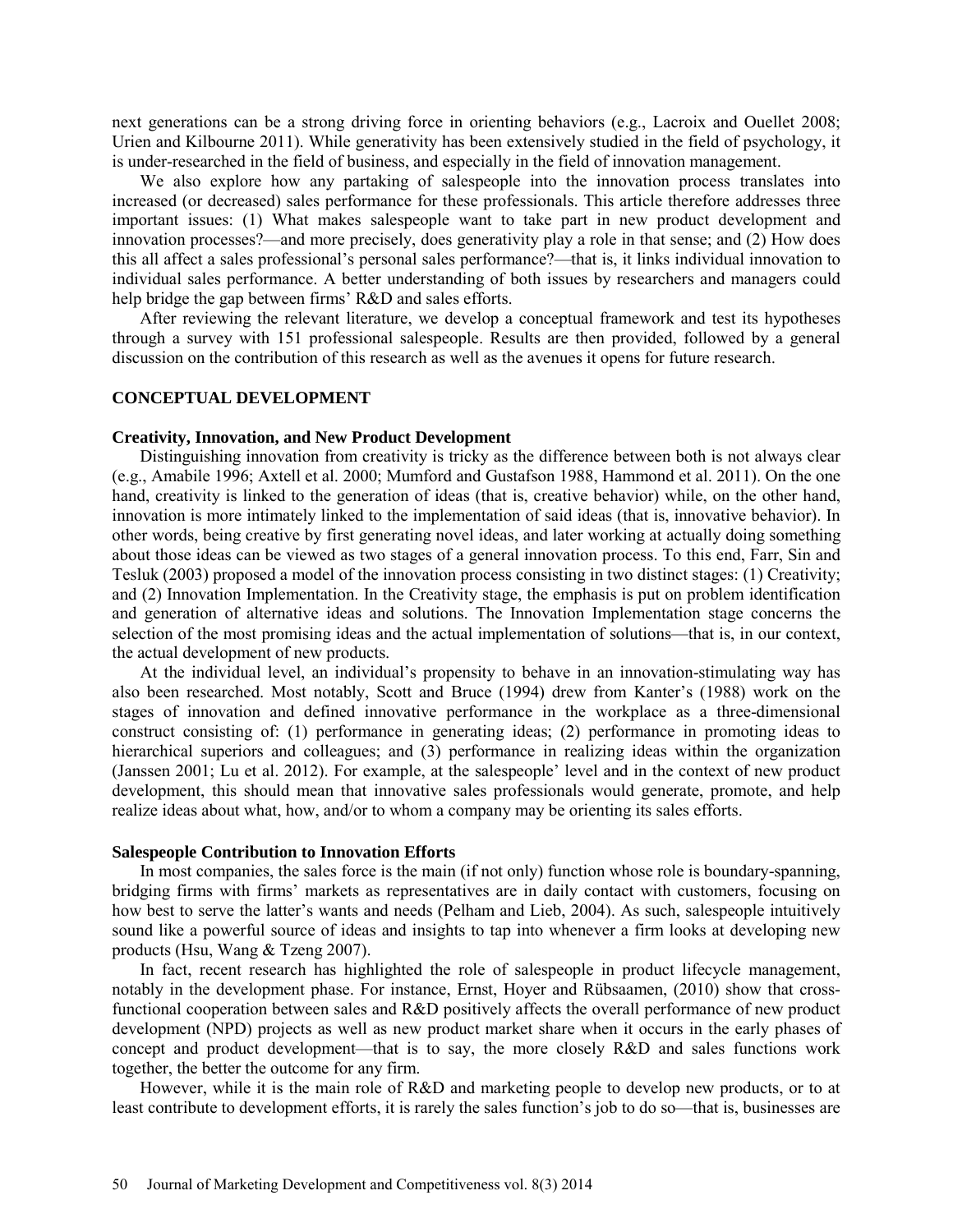next generations can be a strong driving force in orienting behaviors (e.g., Lacroix and Ouellet 2008; Urien and Kilbourne 2011). While generativity has been extensively studied in the field of psychology, it is under-researched in the field of business, and especially in the field of innovation management.

We also explore how any partaking of salespeople into the innovation process translates into increased (or decreased) sales performance for these professionals. This article therefore addresses three important issues: (1) What makes salespeople want to take part in new product development and innovation processes?—and more precisely, does generativity play a role in that sense; and (2) How does this all affect a sales professional's personal sales performance?—that is, it links individual innovation to individual sales performance. A better understanding of both issues by researchers and managers could help bridge the gap between firms' R&D and sales efforts.

After reviewing the relevant literature, we develop a conceptual framework and test its hypotheses through a survey with 151 professional salespeople. Results are then provided, followed by a general discussion on the contribution of this research as well as the avenues it opens for future research.

## CONCEPTUAL DEVELOPMENT

### Creativity, Innovation, and New Product Development

Distinguishing innovation from creativity is tricky as the difference between both is not always clear (e.g., Amabile 1996; Axtell et al. 2000; Mumford and Gustafson 1988, Hammond et al. 2011). On the one hand, creativity is linked to the generation of ideas (that is, creative behavior) while, on the other hand, innovation is more intimately linked to the implementation of said ideas (that is, innovative behavior). In other words, being creative by first generating novel ideas, and later working at actually doing something about those ideas can be viewed as two stages of a general innovation process. To this end, Farr, Sin and Tesluk (2003) proposed a model of the innovation process consisting in two distinct stages: (1) Creativity; and (2) Innovation Implementation. In the Creativity stage, the emphasis is put on problem identification and generation of alternative ideas and solutions. The Innovation Implementation stage concerns the selection of the most promising ideas and the actual implementation of solutions—that is, in our context, the actual development of new products.

At the individual level, an individual's propensity to behave in an innovation-stimulating way has also been researched. Most notably, Scott and Bruce (1994) drew from Kanter's (1988) work on the stages of innovation and defined innovative performance in the workplace as a three-dimensional construct consisting of: (1) performance in generating ideas; (2) performance in promoting ideas to hierarchical superiors and colleagues; and (3) performance in realizing ideas within the organization (Janssen 2001; Lu et al. 2012). For example, at the salespeople' level and in the context of new product development, this should mean that innovative sales professionals would generate, promote, and help realize ideas about what, how, and/or to whom a company may be orienting its sales efforts.

### Salespeople Contribution to Innovation Efforts

In most companies, the sales force is the main (if not only) function whose role is boundary-spanning, bridging firms with firms' markets as representatives are in daily contact with customers, focusing on how best to serve the latter's wants and needs (Pelham and Lieb, 2004). As such, salespeople intuitively sound like a powerful source of ideas and insights to tap into whenever a firm looks at developing new products (Hsu, Wang & Tzeng 2007).

In fact, recent research has highlighted the role of salespeople in product lifecycle management, notably in the development phase. For instance, Ernst, Hoyer and Rübsaamen, (2010) show that cross-functional cooperation between sales and R&D positively affects the overall performance of new product development (NPD) projects as well as new product market share when it occurs in the early phases of concept and product development—that is to say, the more closely R&D and sales functions work together, the better the outcome for any firm.

However, while it is the main role of R&D and marketing people to develop new products, or to at least contribute to development efforts, it is rarely the sales function's job to do so—that is, businesses are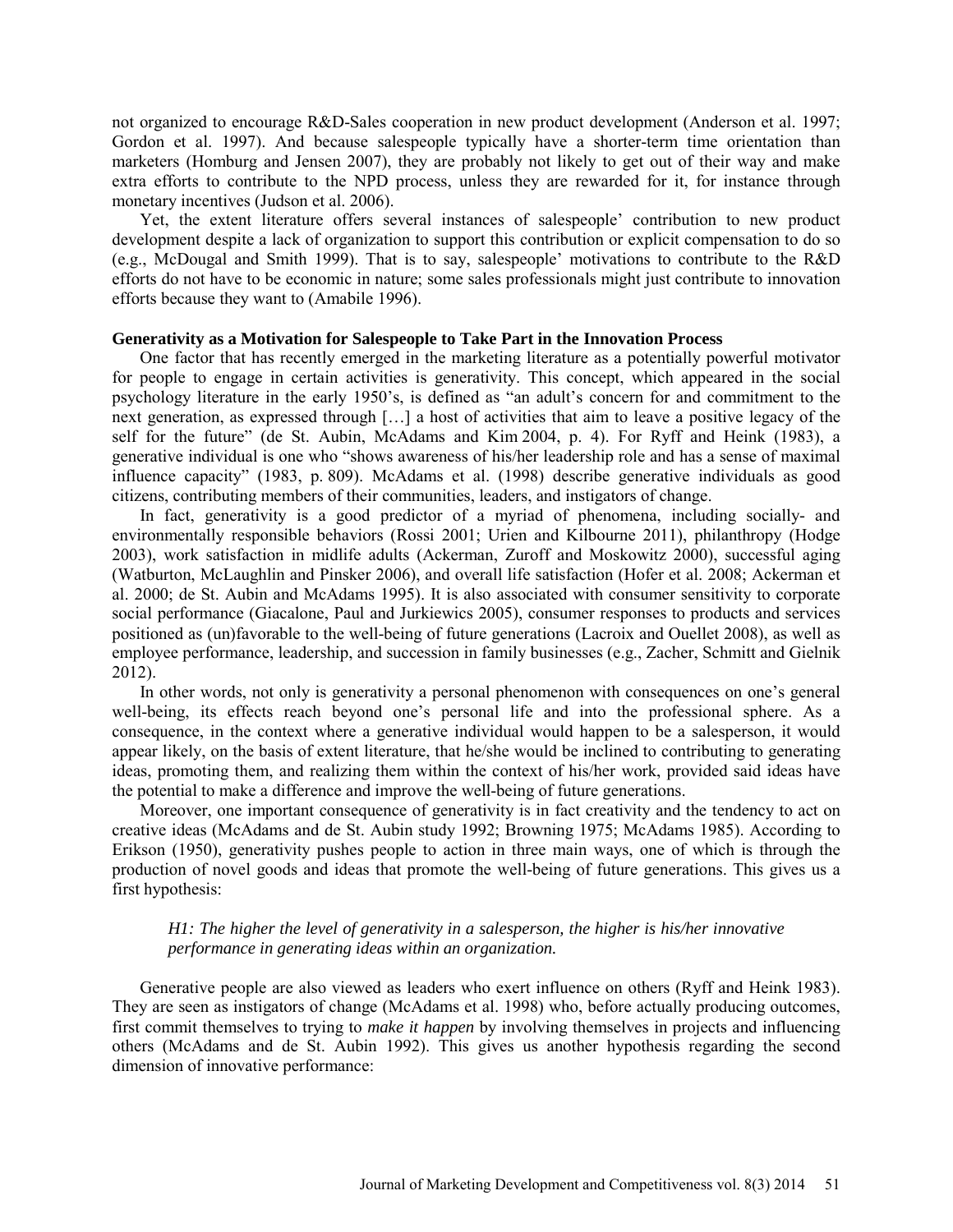not organized to encourage R&D-Sales cooperation in new product development (Anderson et al. 1997; Gordon et al. 1997). And because salespeople typically have a shorter-term time orientation than marketers (Homburg and Jensen 2007), they are probably not likely to get out of their way and make extra efforts to contribute to the NPD process, unless they are rewarded for it, for instance through monetary incentives (Judson et al. 2006).

Yet, the extent literature offers several instances of salespeople' contribution to new product development despite a lack of organization to support this contribution or explicit compensation to do so (e.g., McDougal and Smith 1999). That is to say, salespeople' motivations to contribute to the R&D efforts do not have to be economic in nature; some sales professionals might just contribute to innovation efforts because they want to (Amabile 1996).

### Generativity as a Motivation for Salespeople to Take Part in the Innovation Process

One factor that has recently emerged in the marketing literature as a potentially powerful motivator for people to engage in certain activities is generativity. This concept, which appeared in the social psychology literature in the early 1950's, is defined as "an adult's concern for and commitment to the next generation, as expressed through […] a host of activities that aim to leave a positive legacy of the self for the future" (de St. Aubin, McAdams and Kim 2004, p. 4). For Ryff and Heink (1983), a generative individual is one who "shows awareness of his/her leadership role and has a sense of maximal influence capacity" (1983, p. 809). McAdams et al. (1998) describe generative individuals as good citizens, contributing members of their communities, leaders, and instigators of change.

In fact, generativity is a good predictor of a myriad of phenomena, including socially- and environmentally responsible behaviors (Rossi 2001; Urien and Kilbourne 2011), philanthropy (Hodge 2003), work satisfaction in midlife adults (Ackerman, Zuroff and Moskowitz 2000), successful aging (Watburton, McLaughlin and Pinsker 2006), and overall life satisfaction (Hofer et al. 2008; Ackerman et al. 2000; de St. Aubin and McAdams 1995). It is also associated with consumer sensitivity to corporate social performance (Giacalone, Paul and Jurkiewics 2005), consumer responses to products and services positioned as (un)favorable to the well-being of future generations (Lacroix and Ouellet 2008), as well as employee performance, leadership, and succession in family businesses (e.g., Zacher, Schmitt and Gielnik 2012).

In other words, not only is generativity a personal phenomenon with consequences on one's general well-being, its effects reach beyond one's personal life and into the professional sphere. As a consequence, in the context where a generative individual would happen to be a salesperson, it would appear likely, on the basis of extent literature, that he/she would be inclined to contributing to generating ideas, promoting them, and realizing them within the context of his/her work, provided said ideas have the potential to make a difference and improve the well-being of future generations.

Moreover, one important consequence of generativity is in fact creativity and the tendency to act on creative ideas (McAdams and de St. Aubin study 1992; Browning 1975; McAdams 1985). According to Erikson (1950), generativity pushes people to action in three main ways, one of which is through the production of novel goods and ideas that promote the well-being of future generations. This gives us a first hypothesis:

> *H1: The higher the level of generativity in a salesperson, the higher is his/her innovative performance in generating ideas within an organization.*

Generative people are also viewed as leaders who exert influence on others (Ryff and Heink 1983). They are seen as instigators of change (McAdams et al. 1998) who, before actually producing outcomes, first commit themselves to trying to *make it happen* by involving themselves in projects and influencing others (McAdams and de St. Aubin 1992). This gives us another hypothesis regarding the second dimension of innovative performance: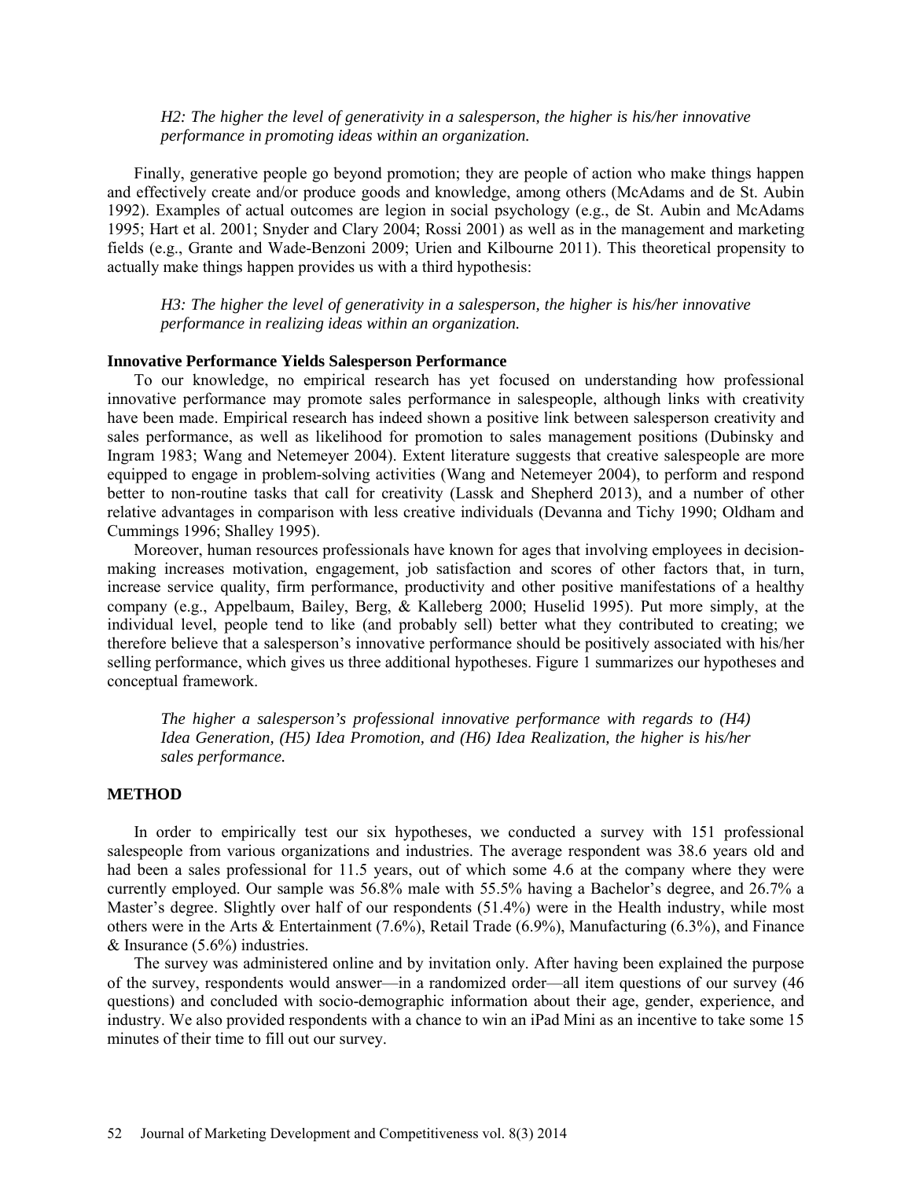*H2: The higher the level of generativity in a salesperson, the higher is his/her innovative performance in promoting ideas within an organization.*

Finally, generative people go beyond promotion; they are people of action who make things happen and effectively create and/or produce goods and knowledge, among others (McAdams and de St. Aubin 1992). Examples of actual outcomes are legion in social psychology (e.g., de St. Aubin and McAdams 1995; Hart et al. 2001; Snyder and Clary 2004; Rossi 2001) as well as in the management and marketing fields (e.g., Grante and Wade-Benzoni 2009; Urien and Kilbourne 2011). This theoretical propensity to actually make things happen provides us with a third hypothesis:

*H3: The higher the level of generativity in a salesperson, the higher is his/her innovative performance in realizing ideas within an organization.*

**Innovative Performance Yields Salesperson Performance**

To our knowledge, no empirical research has yet focused on understanding how professional innovative performance may promote sales performance in salespeople, although links with creativity have been made. Empirical research has indeed shown a positive link between salesperson creativity and sales performance, as well as likelihood for promotion to sales management positions (Dubinsky and Ingram 1983; Wang and Netemeyer 2004). Extent literature suggests that creative salespeople are more equipped to engage in problem-solving activities (Wang and Netemeyer 2004), to perform and respond better to non-routine tasks that call for creativity (Lassk and Shepherd 2013), and a number of other relative advantages in comparison with less creative individuals (Devanna and Tichy 1990; Oldham and Cummings 1996; Shalley 1995).

Moreover, human resources professionals have known for ages that involving employees in decision-making increases motivation, engagement, job satisfaction and scores of other factors that, in turn, increase service quality, firm performance, productivity and other positive manifestations of a healthy company (e.g., Appelbaum, Bailey, Berg, & Kalleberg 2000; Huselid 1995). Put more simply, at the individual level, people tend to like (and probably sell) better what they contributed to creating; we therefore believe that a salesperson's innovative performance should be positively associated with his/her selling performance, which gives us three additional hypotheses. Figure 1 summarizes our hypotheses and conceptual framework.

*The higher a salesperson's professional innovative performance with regards to (H4) Idea Generation, (H5) Idea Promotion, and (H6) Idea Realization, the higher is his/her sales performance.*

## METHOD

In order to empirically test our six hypotheses, we conducted a survey with 151 professional salespeople from various organizations and industries. The average respondent was 38.6 years old and had been a sales professional for 11.5 years, out of which some 4.6 at the company where they were currently employed. Our sample was 56.8% male with 55.5% having a Bachelor's degree, and 26.7% a Master's degree. Slightly over half of our respondents (51.4%) were in the Health industry, while most others were in the Arts & Entertainment (7.6%), Retail Trade (6.9%), Manufacturing (6.3%), and Finance & Insurance (5.6%) industries.

The survey was administered online and by invitation only. After having been explained the purpose of the survey, respondents would answer—in a randomized order—all item questions of our survey (46 questions) and concluded with socio-demographic information about their age, gender, experience, and industry. We also provided respondents with a chance to win an iPad Mini as an incentive to take some 15 minutes of their time to fill out our survey.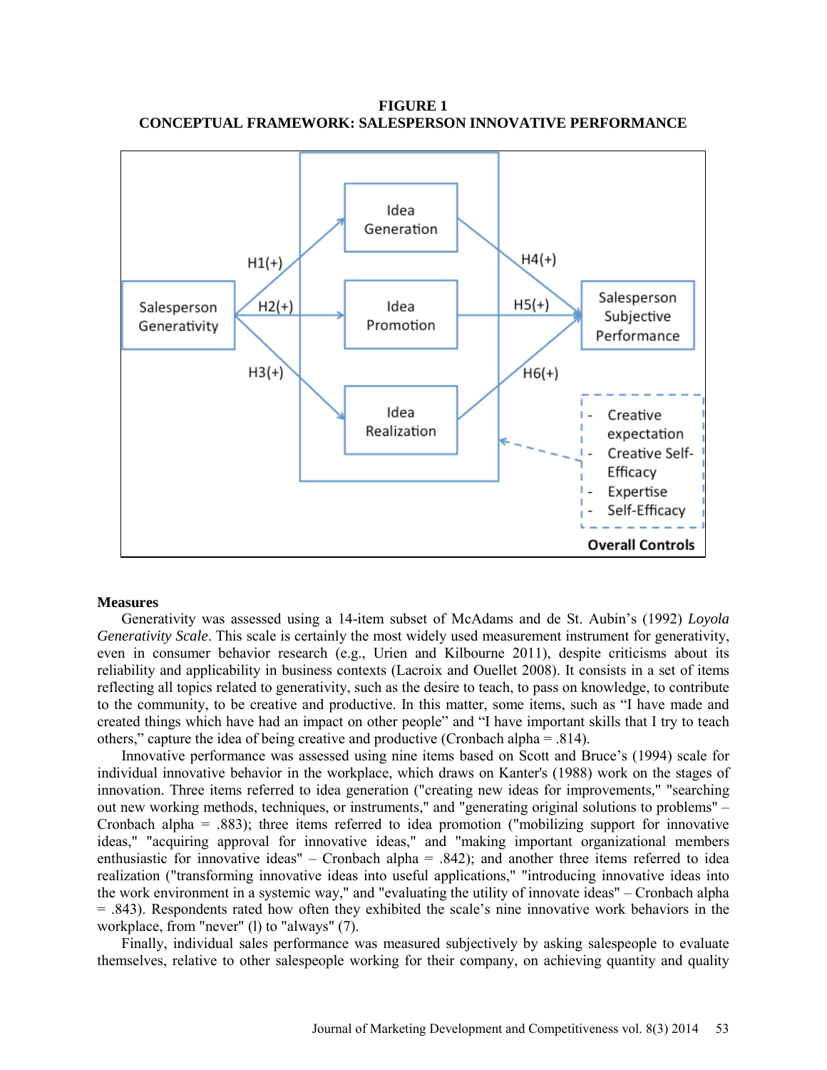**FIGURE 1**
**CONCEPTUAL FRAMEWORK: SALESPERSON INNOVATIVE PERFORMANCE**

### Measures

Generativity was assessed using a 14-item subset of McAdams and de St. Aubin's (1992) *Loyola Generativity Scale*. This scale is certainly the most widely used measurement instrument for generativity, even in consumer behavior research (e.g., Urien and Kilbourne 2011), despite criticisms about its reliability and applicability in business contexts (Lacroix and Ouellet 2008). It consists in a set of items reflecting all topics related to generativity, such as the desire to teach, to pass on knowledge, to contribute to the community, to be creative and productive. In this matter, some items, such as "I have made and created things which have had an impact on other people" and "I have important skills that I try to teach others," capture the idea of being creative and productive (Cronbach alpha = .814).

Innovative performance was assessed using nine items based on Scott and Bruce's (1994) scale for individual innovative behavior in the workplace, which draws on Kanter's (1988) work on the stages of innovation. Three items referred to idea generation ("creating new ideas for improvements," "searching out new working methods, techniques, or instruments," and "generating original solutions to problems" – Cronbach alpha = .883); three items referred to idea promotion ("mobilizing support for innovative ideas," "acquiring approval for innovative ideas," and "making important organizational members enthusiastic for innovative ideas" – Cronbach alpha = .842); and another three items referred to idea realization ("transforming innovative ideas into useful applications," "introducing innovative ideas into the work environment in a systemic way," and "evaluating the utility of innovate ideas" – Cronbach alpha = .843). Respondents rated how often they exhibited the scale's nine innovative work behaviors in the workplace, from "never" (l) to "always" (7).

Finally, individual sales performance was measured subjectively by asking salespeople to evaluate themselves, relative to other salespeople working for their company, on achieving quantity and quality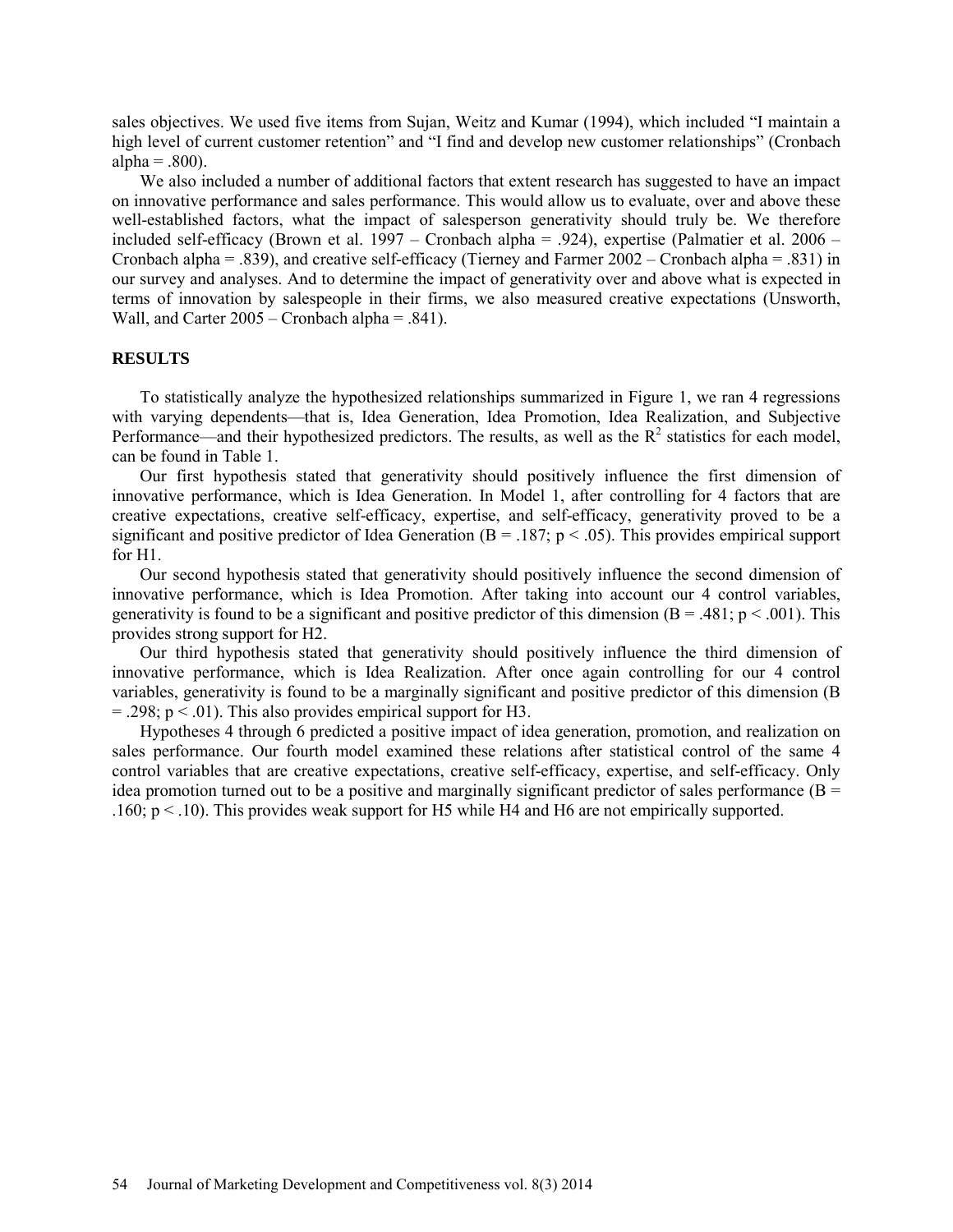sales objectives. We used five items from Sujan, Weitz and Kumar (1994), which included "I maintain a high level of current customer retention" and "I find and develop new customer relationships" (Cronbach alpha = .800).

We also included a number of additional factors that extent research has suggested to have an impact on innovative performance and sales performance. This would allow us to evaluate, over and above these well-established factors, what the impact of salesperson generativity should truly be. We therefore included self-efficacy (Brown et al. 1997 – Cronbach alpha = .924), expertise (Palmatier et al. 2006 – Cronbach alpha = .839), and creative self-efficacy (Tierney and Farmer 2002 – Cronbach alpha = .831) in our survey and analyses. And to determine the impact of generativity over and above what is expected in terms of innovation by salespeople in their firms, we also measured creative expectations (Unsworth, Wall, and Carter 2005 – Cronbach alpha = .841).

## RESULTS

To statistically analyze the hypothesized relationships summarized in Figure 1, we ran 4 regressions with varying dependents—that is, Idea Generation, Idea Promotion, Idea Realization, and Subjective Performance—and their hypothesized predictors. The results, as well as the $R^2$ statistics for each model, can be found in Table 1.

Our first hypothesis stated that generativity should positively influence the first dimension of innovative performance, which is Idea Generation. In Model 1, after controlling for 4 factors that are creative expectations, creative self-efficacy, expertise, and self-efficacy, generativity proved to be a significant and positive predictor of Idea Generation ($B = .187$; $p < .05$). This provides empirical support for H1.

Our second hypothesis stated that generativity should positively influence the second dimension of innovative performance, which is Idea Promotion. After taking into account our 4 control variables, generativity is found to be a significant and positive predictor of this dimension ($B = .481$; $p < .001$). This provides strong support for H2.

Our third hypothesis stated that generativity should positively influence the third dimension of innovative performance, which is Idea Realization. After once again controlling for our 4 control variables, generativity is found to be a marginally significant and positive predictor of this dimension ($B = .298$; $p < .01$). This also provides empirical support for H3.

Hypotheses 4 through 6 predicted a positive impact of idea generation, promotion, and realization on sales performance. Our fourth model examined these relations after statistical control of the same 4 control variables that are creative expectations, creative self-efficacy, expertise, and self-efficacy. Only idea promotion turned out to be a positive and marginally significant predictor of sales performance ($B = .160$; $p < .10$). This provides weak support for H5 while H4 and H6 are not empirically supported.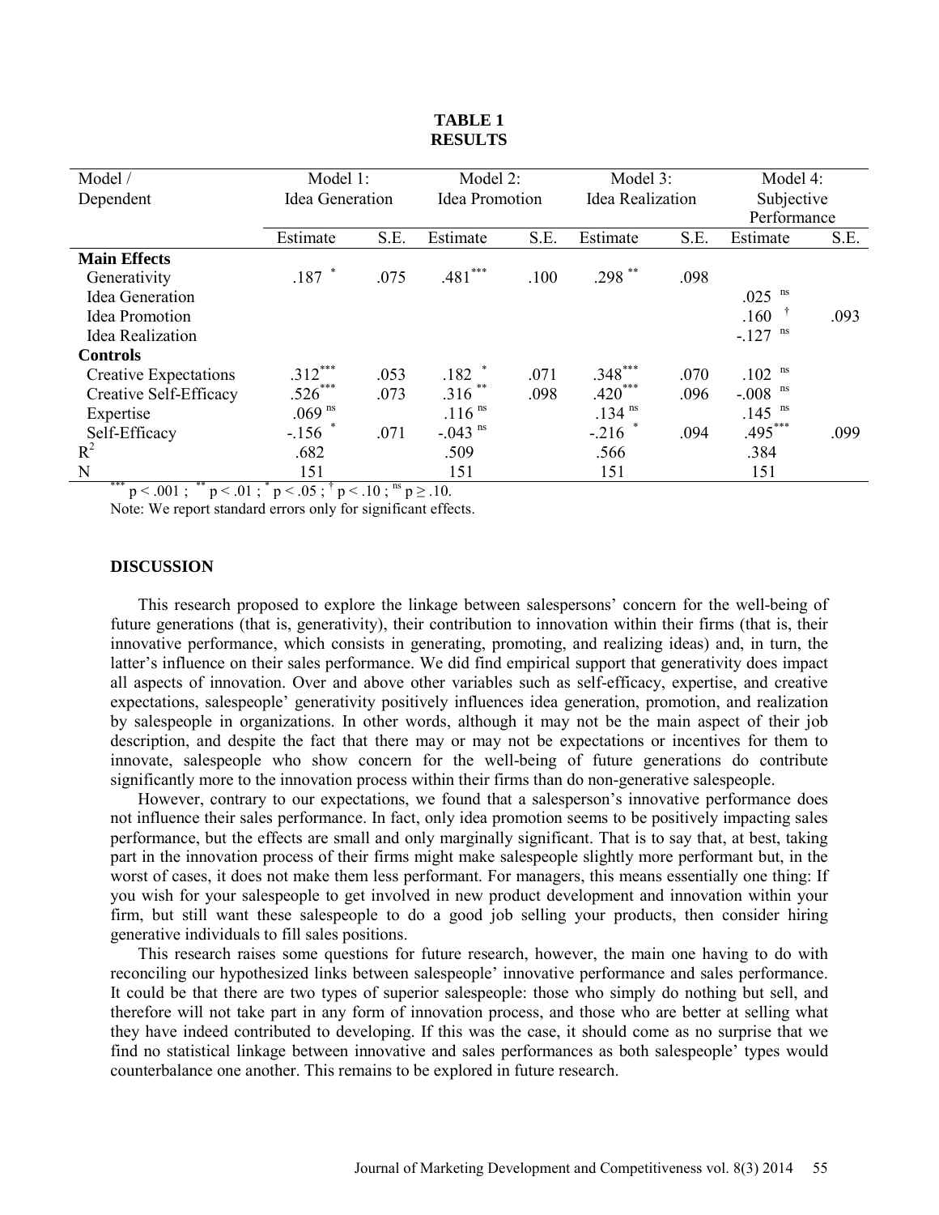**TABLE 1**
**RESULTS**

| Model / Dependent | Model 1: Idea Generation | | Model 2: Idea Promotion | | Model 3: Idea Realization | | Model 4: Subjective Performance | |
|---|---|---|---|---|---|---|---|---|
| | Estimate | S.E. | Estimate | S.E. | Estimate | S.E. | Estimate | S.E. |
| **Main Effects** | | | | | | | | |
| Generativity | .187 $^{*}$ | .075 | .481$^{***}$ | .100 | .298 $^{**}$ | .098 | | |
| Idea Generation | | | | | | | .025 $^{ns}$ | |
| Idea Promotion | | | | | | | .160 $^{\dagger}$ | .093 |
| Idea Realization | | | | | | | -.127 $^{ns}$ | |
| **Controls** | | | | | | | | |
| Creative Expectations | .312$^{***}$ | .053 | .182 $^{*}$ | .071 | .348$^{***}$ | .070 | .102 $^{ns}$ | |
| Creative Self-Efficacy | .526$^{***}$ | .073 | .316 $^{**}$ | .098 | .420$^{***}$ | .096 | -.008 $^{ns}$ | |
| Expertise | .069 $^{ns}$ | | .116 $^{ns}$ | | .134 $^{ns}$ | | .145 $^{ns}$ | |
| Self-Efficacy | -.156 $^{*}$ | .071 | -.043 $^{ns}$ | | -.216 $^{*}$ | .094 | .495$^{***}$ | .099 |
| $R^2$ | .682 | | .509 | | .566 | | .384 | |
| N | 151 | | 151 | | 151 | | 151 | |

$^{***}$ $p < .001$ ; $^{**}$ $p < .01$ ; $^{*}$ $p < .05$ ; $^{\dagger}$ $p < .10$ ; $^{ns}$ $p \geq .10$.

Note: We report standard errors only for significant effects.

## DISCUSSION

This research proposed to explore the linkage between salespersons' concern for the well-being of future generations (that is, generativity), their contribution to innovation within their firms (that is, their innovative performance, which consists in generating, promoting, and realizing ideas) and, in turn, the latter's influence on their sales performance. We did find empirical support that generativity does impact all aspects of innovation. Over and above other variables such as self-efficacy, expertise, and creative expectations, salespeople' generativity positively influences idea generation, promotion, and realization by salespeople in organizations. In other words, although it may not be the main aspect of their job description, and despite the fact that there may or may not be expectations or incentives for them to innovate, salespeople who show concern for the well-being of future generations do contribute significantly more to the innovation process within their firms than do non-generative salespeople.

However, contrary to our expectations, we found that a salesperson's innovative performance does not influence their sales performance. In fact, only idea promotion seems to be positively impacting sales performance, but the effects are small and only marginally significant. That is to say that, at best, taking part in the innovation process of their firms might make salespeople slightly more performant but, in the worst of cases, it does not make them less performant. For managers, this means essentially one thing: If you wish for your salespeople to get involved in new product development and innovation within your firm, but still want these salespeople to do a good job selling your products, then consider hiring generative individuals to fill sales positions.

This research raises some questions for future research, however, the main one having to do with reconciling our hypothesized links between salespeople' innovative performance and sales performance. It could be that there are two types of superior salespeople: those who simply do nothing but sell, and therefore will not take part in any form of innovation process, and those who are better at selling what they have indeed contributed to developing. If this was the case, it should come as no surprise that we find no statistical linkage between innovative and sales performances as both salespeople' types would counterbalance one another. This remains to be explored in future research.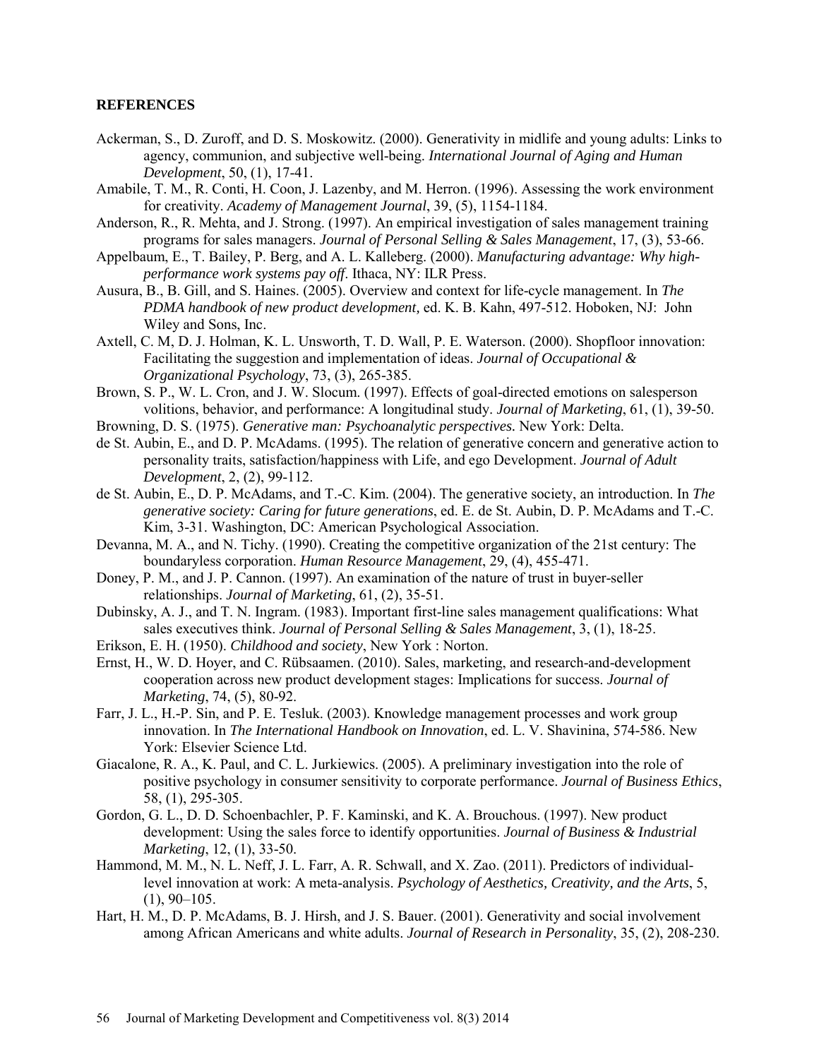**REFERENCES**

Ackerman, S., D. Zuroff, and D. S. Moskowitz. (2000). Generativity in midlife and young adults: Links to agency, communion, and subjective well-being. *International Journal of Aging and Human Development*, 50, (1), 17-41.

Amabile, T. M., R. Conti, H. Coon, J. Lazenby, and M. Herron. (1996). Assessing the work environment for creativity. *Academy of Management Journal*, 39, (5), 1154-1184.

Anderson, R., R. Mehta, and J. Strong. (1997). An empirical investigation of sales management training programs for sales managers. *Journal of Personal Selling & Sales Management*, 17, (3), 53-66.

Appelbaum, E., T. Bailey, P. Berg, and A. L. Kalleberg. (2000). *Manufacturing advantage: Why high-performance work systems pay off*. Ithaca, NY: ILR Press.

Ausura, B., B. Gill, and S. Haines. (2005). Overview and context for life-cycle management. In *The PDMA handbook of new product development,* ed. K. B. Kahn, 497-512. Hoboken, NJ: John Wiley and Sons, Inc.

Axtell, C. M, D. J. Holman, K. L. Unsworth, T. D. Wall, P. E. Waterson. (2000). Shopfloor innovation: Facilitating the suggestion and implementation of ideas. *Journal of Occupational & Organizational Psychology*, 73, (3), 265-385.

Brown, S. P., W. L. Cron, and J. W. Slocum. (1997). Effects of goal-directed emotions on salesperson volitions, behavior, and performance: A longitudinal study. *Journal of Marketing*, 61, (1), 39-50.

Browning, D. S. (1975). *Generative man: Psychoanalytic perspectives.* New York: Delta.

de St. Aubin, E., and D. P. McAdams. (1995). The relation of generative concern and generative action to personality traits, satisfaction/happiness with Life, and ego Development. *Journal of Adult Development*, 2, (2), 99-112.

de St. Aubin, E., D. P. McAdams, and T.-C. Kim. (2004). The generative society, an introduction. In *The generative society: Caring for future generations*, ed. E. de St. Aubin, D. P. McAdams and T.-C. Kim, 3-31. Washington, DC: American Psychological Association.

Devanna, M. A., and N. Tichy. (1990). Creating the competitive organization of the 21st century: The boundaryless corporation. *Human Resource Management*, 29, (4), 455-471.

Doney, P. M., and J. P. Cannon. (1997). An examination of the nature of trust in buyer-seller relationships. *Journal of Marketing*, 61, (2), 35-51.

Dubinsky, A. J., and T. N. Ingram. (1983). Important first-line sales management qualifications: What sales executives think. *Journal of Personal Selling & Sales Management*, 3, (1), 18-25.

Erikson, E. H. (1950). *Childhood and society*, New York : Norton.

Ernst, H., W. D. Hoyer, and C. Rübsaamen. (2010). Sales, marketing, and research-and-development cooperation across new product development stages: Implications for success. *Journal of Marketing*, 74, (5), 80-92.

Farr, J. L., H.-P. Sin, and P. E. Tesluk. (2003). Knowledge management processes and work group innovation. In *The International Handbook on Innovation*, ed. L. V. Shavinina, 574-586. New York: Elsevier Science Ltd.

Giacalone, R. A., K. Paul, and C. L. Jurkiewics. (2005). A preliminary investigation into the role of positive psychology in consumer sensitivity to corporate performance. *Journal of Business Ethics*, 58, (1), 295-305.

Gordon, G. L., D. D. Schoenbachler, P. F. Kaminski, and K. A. Brouchous. (1997). New product development: Using the sales force to identify opportunities. *Journal of Business & Industrial Marketing*, 12, (1), 33-50.

Hammond, M. M., N. L. Neff, J. L. Farr, A. R. Schwall, and X. Zao. (2011). Predictors of individual-level innovation at work: A meta-analysis. *Psychology of Aesthetics, Creativity, and the Arts*, 5, (1), 90–105.

Hart, H. M., D. P. McAdams, B. J. Hirsh, and J. S. Bauer. (2001). Generativity and social involvement among African Americans and white adults. *Journal of Research in Personality*, 35, (2), 208-230.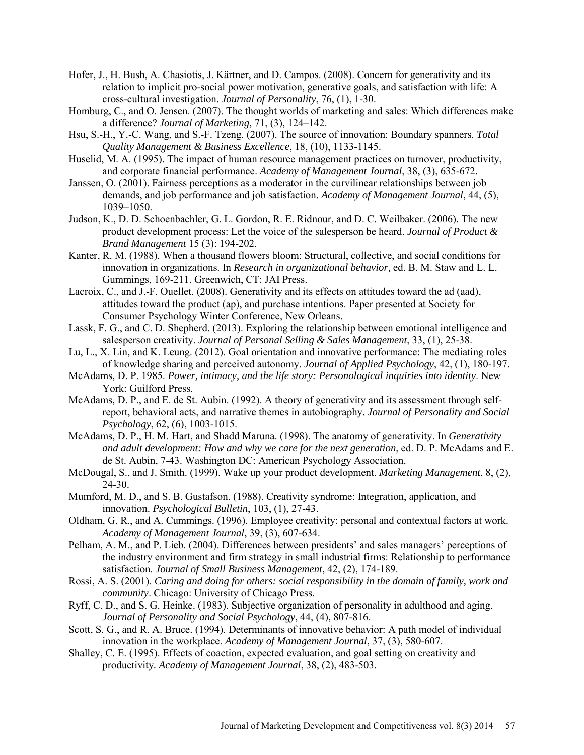Hofer, J., H. Bush, A. Chasiotis, J. Kärtner, and D. Campos. (2008). Concern for generativity and its relation to implicit pro-social power motivation, generative goals, and satisfaction with life: A cross-cultural investigation. *Journal of Personality*, 76, (1), 1-30.

Homburg, C., and O. Jensen. (2007). The thought worlds of marketing and sales: Which differences make a difference? *Journal of Marketing*, 71, (3), 124–142.

Hsu, S.-H., Y.-C. Wang, and S.-F. Tzeng. (2007). The source of innovation: Boundary spanners. *Total Quality Management & Business Excellence*, 18, (10), 1133-1145.

Huselid, M. A. (1995). The impact of human resource management practices on turnover, productivity, and corporate financial performance. *Academy of Management Journal*, 38, (3), 635-672.

Janssen, O. (2001). Fairness perceptions as a moderator in the curvilinear relationships between job demands, and job performance and job satisfaction. *Academy of Management Journal*, 44, (5), 1039–1050.

Judson, K., D. D. Schoenbachler, G. L. Gordon, R. E. Ridnour, and D. C. Weilbaker. (2006). The new product development process: Let the voice of the salesperson be heard. *Journal of Product & Brand Management* 15 (3): 194-202.

Kanter, R. M. (1988). When a thousand flowers bloom: Structural, collective, and social conditions for innovation in organizations. In *Research in organizational behavior,* ed. B. M. Staw and L. L. Gummings, 169-211. Greenwich, CT: JAI Press.

Lacroix, C., and J.-F. Ouellet. (2008). Generativity and its effects on attitudes toward the ad (aad), attitudes toward the product (ap), and purchase intentions. Paper presented at Society for Consumer Psychology Winter Conference, New Orleans.

Lassk, F. G., and C. D. Shepherd. (2013). Exploring the relationship between emotional intelligence and salesperson creativity. *Journal of Personal Selling & Sales Management*, 33, (1), 25-38.

Lu, L., X. Lin, and K. Leung. (2012). Goal orientation and innovative performance: The mediating roles of knowledge sharing and perceived autonomy. *Journal of Applied Psychology*, 42, (1), 180-197.

McAdams, D. P. 1985. *Power, intimacy, and the life story: Personological inquiries into identity*. New York: Guilford Press.

McAdams, D. P., and E. de St. Aubin. (1992). A theory of generativity and its assessment through self-report, behavioral acts, and narrative themes in autobiography. *Journal of Personality and Social Psychology*, 62, (6), 1003-1015.

McAdams, D. P., H. M. Hart, and Shadd Maruna. (1998). The anatomy of generativity. In *Generativity and adult development: How and why we care for the next generation*, ed. D. P. McAdams and E. de St. Aubin, 7-43. Washington DC: American Psychology Association.

McDougal, S., and J. Smith. (1999). Wake up your product development. *Marketing Management*, 8, (2), 24-30.

Mumford, M. D., and S. B. Gustafson. (1988). Creativity syndrome: Integration, application, and innovation. *Psychological Bulletin*, 103, (1), 27-43.

Oldham, G. R., and A. Cummings. (1996). Employee creativity: personal and contextual factors at work. *Academy of Management Journal*, 39, (3), 607-634.

Pelham, A. M., and P. Lieb. (2004). Differences between presidents' and sales managers' perceptions of the industry environment and firm strategy in small industrial firms: Relationship to performance satisfaction. *Journal of Small Business Management*, 42, (2), 174-189.

Rossi, A. S. (2001). *Caring and doing for others: social responsibility in the domain of family, work and community*. Chicago: University of Chicago Press.

Ryff, C. D., and S. G. Heinke. (1983). Subjective organization of personality in adulthood and aging. *Journal of Personality and Social Psychology*, 44, (4), 807-816.

Scott, S. G., and R. A. Bruce. (1994). Determinants of innovative behavior: A path model of individual innovation in the workplace. *Academy of Management Journal*, 37, (3), 580-607.

Shalley, C. E. (1995). Effects of coaction, expected evaluation, and goal setting on creativity and productivity. *Academy of Management Journal*, 38, (2), 483-503.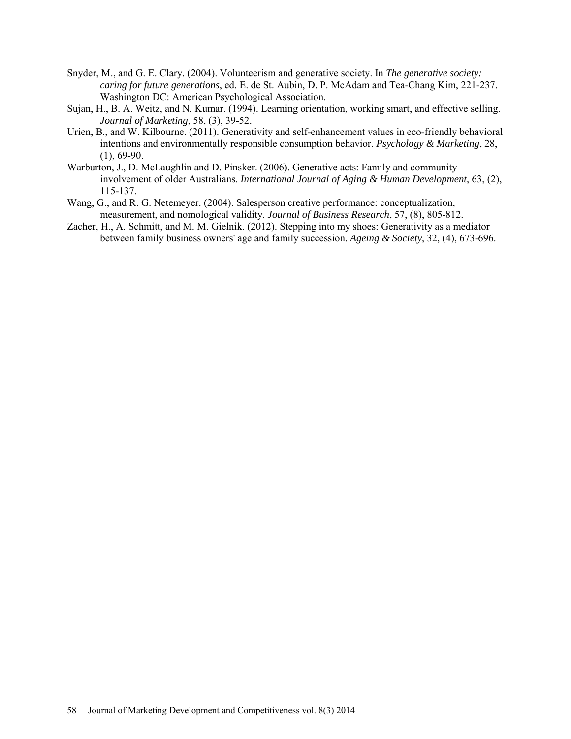Snyder, M., and G. E. Clary. (2004). Volunteerism and generative society. In *The generative society: caring for future generations*, ed. E. de St. Aubin, D. P. McAdam and Tea-Chang Kim, 221-237. Washington DC: American Psychological Association.

Sujan, H., B. A. Weitz, and N. Kumar. (1994). Learning orientation, working smart, and effective selling. *Journal of Marketing*, 58, (3), 39-52.

Urien, B., and W. Kilbourne. (2011). Generativity and self-enhancement values in eco-friendly behavioral intentions and environmentally responsible consumption behavior. *Psychology & Marketing*, 28, (1), 69-90.

Warburton, J., D. McLaughlin and D. Pinsker. (2006). Generative acts: Family and community involvement of older Australians. *International Journal of Aging & Human Development*, 63, (2), 115-137.

Wang, G., and R. G. Netemeyer. (2004). Salesperson creative performance: conceptualization, measurement, and nomological validity. *Journal of Business Research*, 57, (8), 805-812.

Zacher, H., A. Schmitt, and M. M. Gielnik. (2012). Stepping into my shoes: Generativity as a mediator between family business owners' age and family succession. *Ageing & Society*, 32, (4), 673-696.